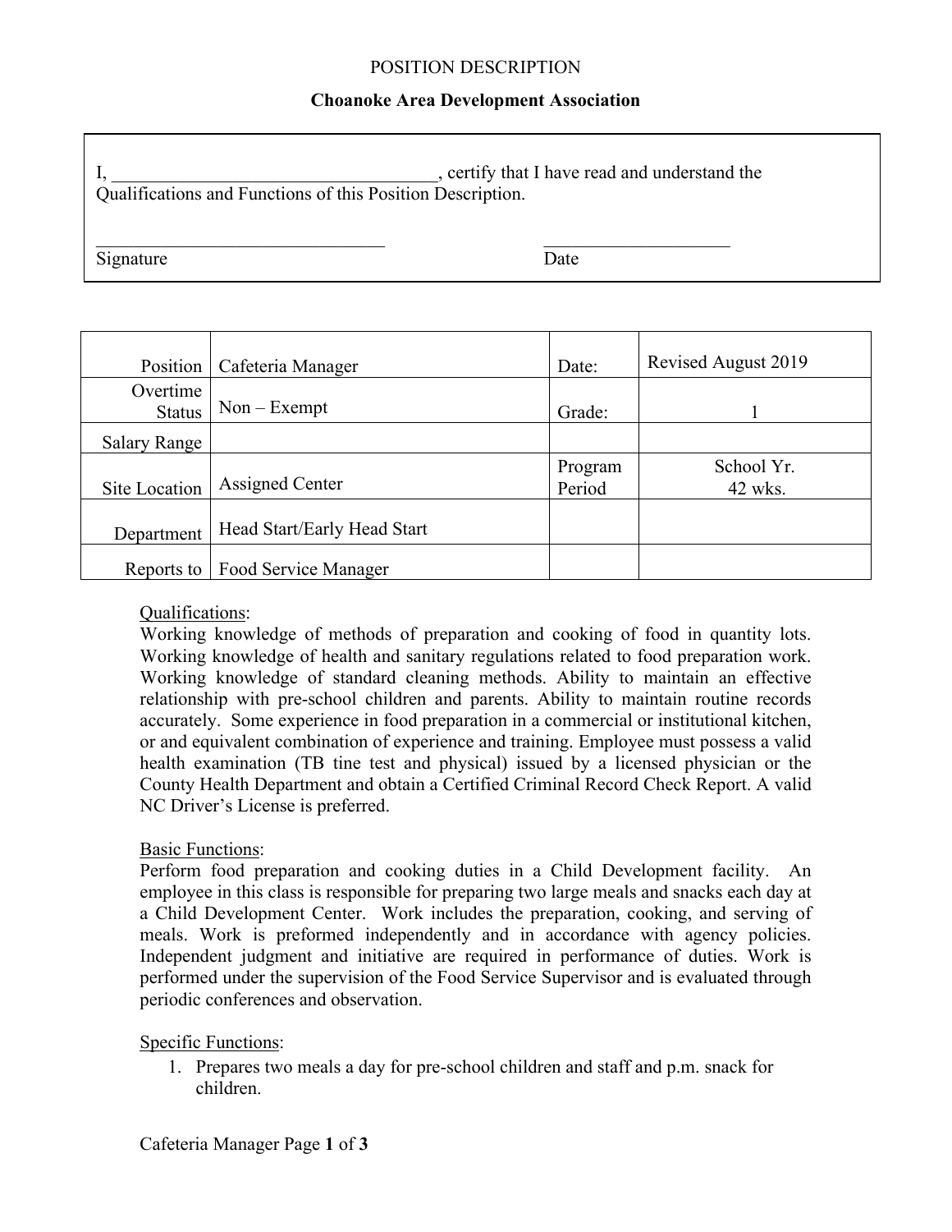POSITION DESCRIPTION

**Choanoke Area Development Association**

I, ___________________________________, certify that I have read and understand the Qualifications and Functions of this Position Description.

_______________________________ Signature

____________________ Date

| | | | |
|---|---|---|---|
| Position | Cafeteria Manager | Date: | Revised August 2019 |
| Overtime Status | Non – Exempt | Grade: | 1 |
| Salary Range | | | |
| Site Location | Assigned Center | Program Period | School Yr. 42 wks. |
| Department | Head Start/Early Head Start | | |
| Reports to | Food Service Manager | | |

Qualifications:

Working knowledge of methods of preparation and cooking of food in quantity lots. Working knowledge of health and sanitary regulations related to food preparation work. Working knowledge of standard cleaning methods. Ability to maintain an effective relationship with pre-school children and parents. Ability to maintain routine records accurately. Some experience in food preparation in a commercial or institutional kitchen, or and equivalent combination of experience and training. Employee must possess a valid health examination (TB tine test and physical) issued by a licensed physician or the County Health Department and obtain a Certified Criminal Record Check Report. A valid NC Driver's License is preferred.

Basic Functions:

Perform food preparation and cooking duties in a Child Development facility. An employee in this class is responsible for preparing two large meals and snacks each day at a Child Development Center. Work includes the preparation, cooking, and serving of meals. Work is preformed independently and in accordance with agency policies. Independent judgment and initiative are required in performance of duties. Work is performed under the supervision of the Food Service Supervisor and is evaluated through periodic conferences and observation.

Specific Functions:

1. Prepares two meals a day for pre-school children and staff and p.m. snack for children.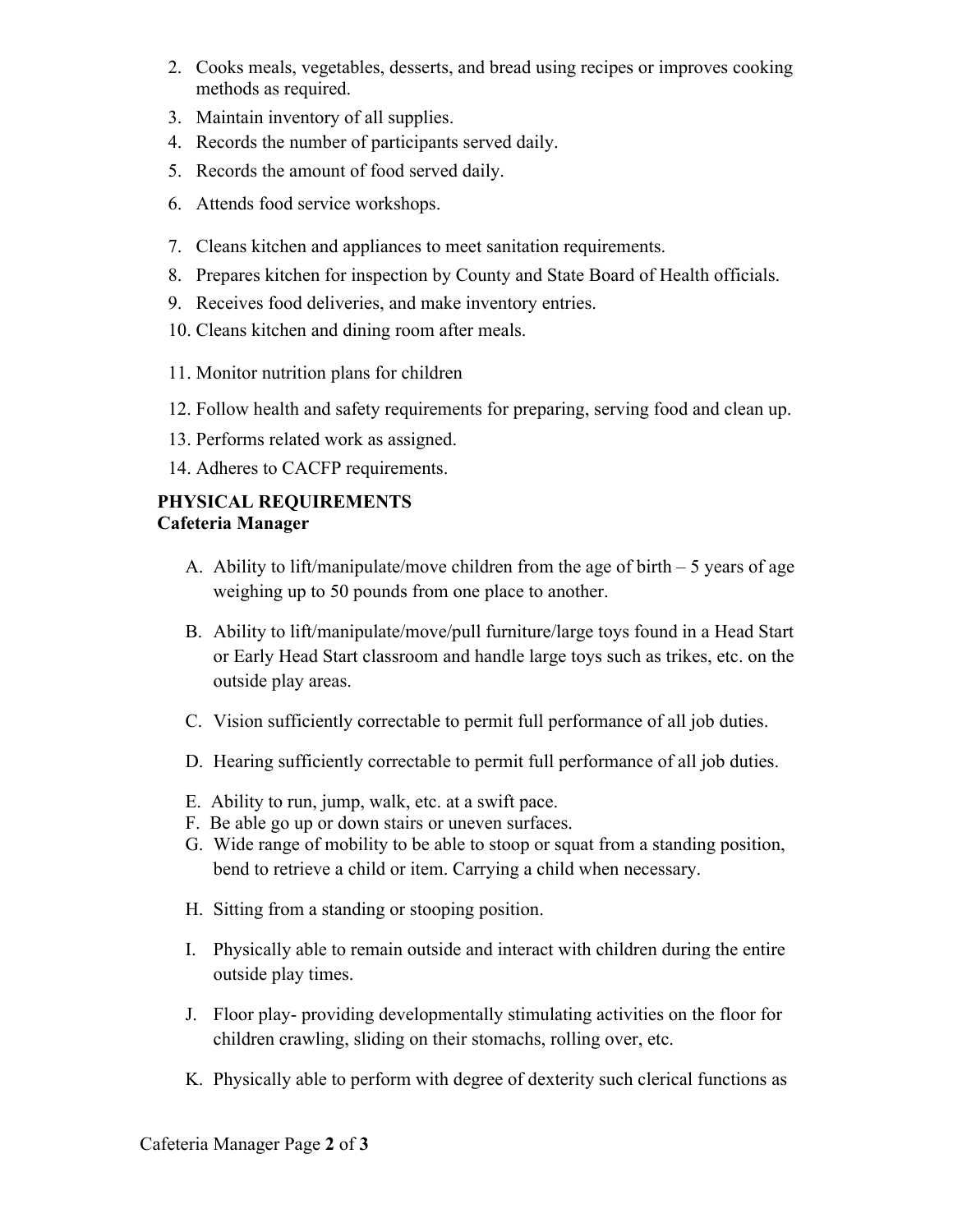2. Cooks meals, vegetables, desserts, and bread using recipes or improves cooking methods as required.
3. Maintain inventory of all supplies.
4. Records the number of participants served daily.
5. Records the amount of food served daily.
6. Attends food service workshops.
7. Cleans kitchen and appliances to meet sanitation requirements.
8. Prepares kitchen for inspection by County and State Board of Health officials.
9. Receives food deliveries, and make inventory entries.
10. Cleans kitchen and dining room after meals.
11. Monitor nutrition plans for children
12. Follow health and safety requirements for preparing, serving food and clean up.
13. Performs related work as assigned.
14. Adheres to CACFP requirements.

**PHYSICAL REQUIREMENTS**
**Cafeteria Manager**

A. Ability to lift/manipulate/move children from the age of birth – 5 years of age weighing up to 50 pounds from one place to another.

B. Ability to lift/manipulate/move/pull furniture/large toys found in a Head Start or Early Head Start classroom and handle large toys such as trikes, etc. on the outside play areas.

C. Vision sufficiently correctable to permit full performance of all job duties.

D. Hearing sufficiently correctable to permit full performance of all job duties.

E. Ability to run, jump, walk, etc. at a swift pace.
F. Be able go up or down stairs or uneven surfaces.
G. Wide range of mobility to be able to stoop or squat from a standing position, bend to retrieve a child or item. Carrying a child when necessary.

H. Sitting from a standing or stooping position.

I. Physically able to remain outside and interact with children during the entire outside play times.

J. Floor play- providing developmentally stimulating activities on the floor for children crawling, sliding on their stomachs, rolling over, etc.

K. Physically able to perform with degree of dexterity such clerical functions as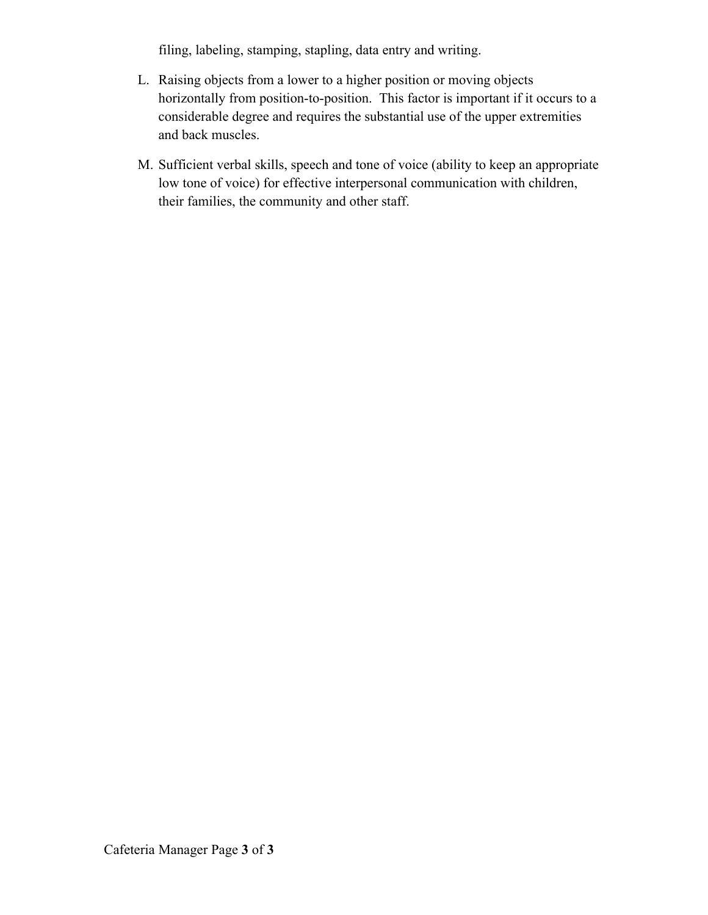filing, labeling, stamping, stapling, data entry and writing.

L. Raising objects from a lower to a higher position or moving objects horizontally from position-to-position. This factor is important if it occurs to a considerable degree and requires the substantial use of the upper extremities and back muscles.

M. Sufficient verbal skills, speech and tone of voice (ability to keep an appropriate low tone of voice) for effective interpersonal communication with children, their families, the community and other staff.